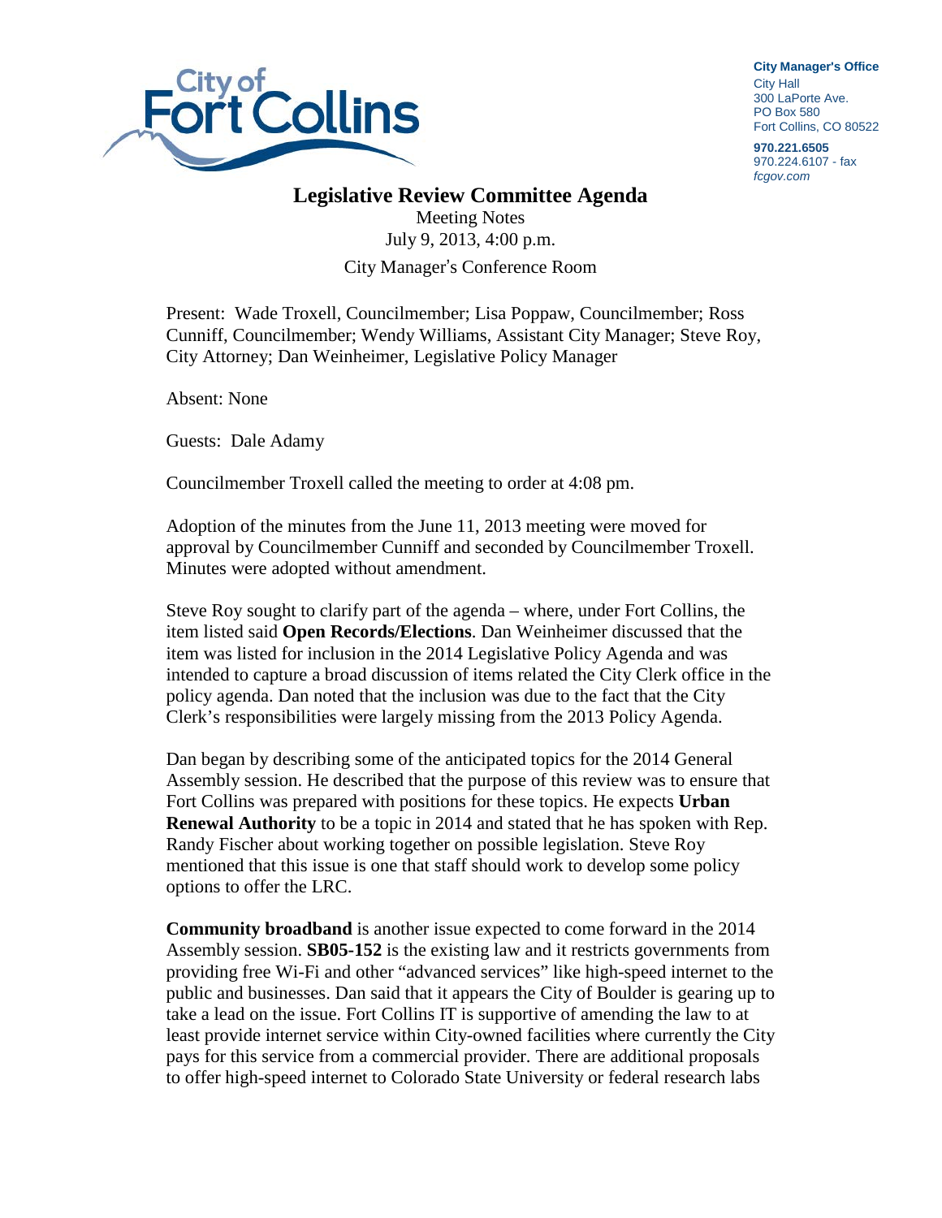**City Manager's Office**
City Hall
300 LaPorte Ave.
PO Box 580
Fort Collins, CO 80522

**970.221.6505**
970.224.6107 - fax
*fcgov.com*

# Legislative Review Committee Agenda

Meeting Notes
July 9, 2013, 4:00 p.m.
City Manager's Conference Room

Present: Wade Troxell, Councilmember; Lisa Poppaw, Councilmember; Ross Cunniff, Councilmember; Wendy Williams, Assistant City Manager; Steve Roy, City Attorney; Dan Weinheimer, Legislative Policy Manager

Absent: None

Guests: Dale Adamy

Councilmember Troxell called the meeting to order at 4:08 pm.

Adoption of the minutes from the June 11, 2013 meeting were moved for approval by Councilmember Cunniff and seconded by Councilmember Troxell. Minutes were adopted without amendment.

Steve Roy sought to clarify part of the agenda – where, under Fort Collins, the item listed said **Open Records/Elections**. Dan Weinheimer discussed that the item was listed for inclusion in the 2014 Legislative Policy Agenda and was intended to capture a broad discussion of items related the City Clerk office in the policy agenda. Dan noted that the inclusion was due to the fact that the City Clerk's responsibilities were largely missing from the 2013 Policy Agenda.

Dan began by describing some of the anticipated topics for the 2014 General Assembly session. He described that the purpose of this review was to ensure that Fort Collins was prepared with positions for these topics. He expects **Urban Renewal Authority** to be a topic in 2014 and stated that he has spoken with Rep. Randy Fischer about working together on possible legislation. Steve Roy mentioned that this issue is one that staff should work to develop some policy options to offer the LRC.

**Community broadband** is another issue expected to come forward in the 2014 Assembly session. **SB05-152** is the existing law and it restricts governments from providing free Wi-Fi and other "advanced services" like high-speed internet to the public and businesses. Dan said that it appears the City of Boulder is gearing up to take a lead on the issue. Fort Collins IT is supportive of amending the law to at least provide internet service within City-owned facilities where currently the City pays for this service from a commercial provider. There are additional proposals to offer high-speed internet to Colorado State University or federal research labs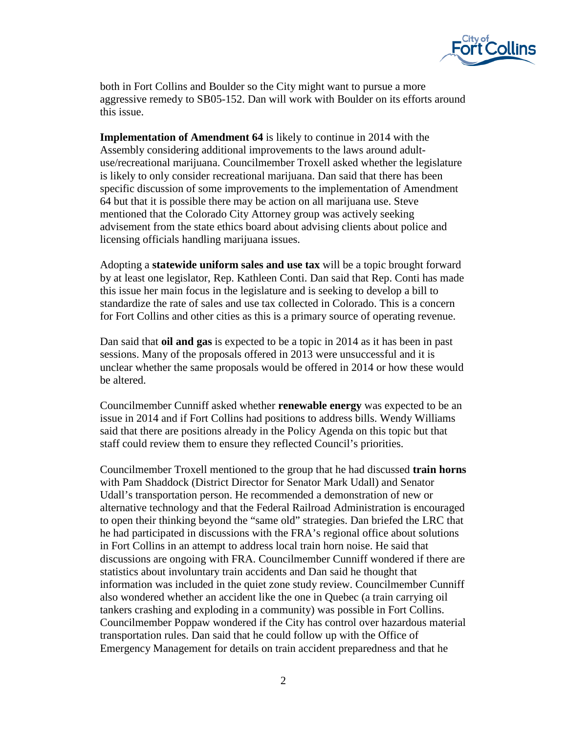both in Fort Collins and Boulder so the City might want to pursue a more aggressive remedy to SB05-152. Dan will work with Boulder on its efforts around this issue.

**Implementation of Amendment 64** is likely to continue in 2014 with the Assembly considering additional improvements to the laws around adult-use/recreational marijuana. Councilmember Troxell asked whether the legislature is likely to only consider recreational marijuana. Dan said that there has been specific discussion of some improvements to the implementation of Amendment 64 but that it is possible there may be action on all marijuana use. Steve mentioned that the Colorado City Attorney group was actively seeking advisement from the state ethics board about advising clients about police and licensing officials handling marijuana issues.

Adopting a **statewide uniform sales and use tax** will be a topic brought forward by at least one legislator, Rep. Kathleen Conti. Dan said that Rep. Conti has made this issue her main focus in the legislature and is seeking to develop a bill to standardize the rate of sales and use tax collected in Colorado. This is a concern for Fort Collins and other cities as this is a primary source of operating revenue.

Dan said that **oil and gas** is expected to be a topic in 2014 as it has been in past sessions. Many of the proposals offered in 2013 were unsuccessful and it is unclear whether the same proposals would be offered in 2014 or how these would be altered.

Councilmember Cunniff asked whether **renewable energy** was expected to be an issue in 2014 and if Fort Collins had positions to address bills. Wendy Williams said that there are positions already in the Policy Agenda on this topic but that staff could review them to ensure they reflected Council's priorities.

Councilmember Troxell mentioned to the group that he had discussed **train horns** with Pam Shaddock (District Director for Senator Mark Udall) and Senator Udall's transportation person. He recommended a demonstration of new or alternative technology and that the Federal Railroad Administration is encouraged to open their thinking beyond the "same old" strategies. Dan briefed the LRC that he had participated in discussions with the FRA's regional office about solutions in Fort Collins in an attempt to address local train horn noise. He said that discussions are ongoing with FRA. Councilmember Cunniff wondered if there are statistics about involuntary train accidents and Dan said he thought that information was included in the quiet zone study review. Councilmember Cunniff also wondered whether an accident like the one in Quebec (a train carrying oil tankers crashing and exploding in a community) was possible in Fort Collins. Councilmember Poppaw wondered if the City has control over hazardous material transportation rules. Dan said that he could follow up with the Office of Emergency Management for details on train accident preparedness and that he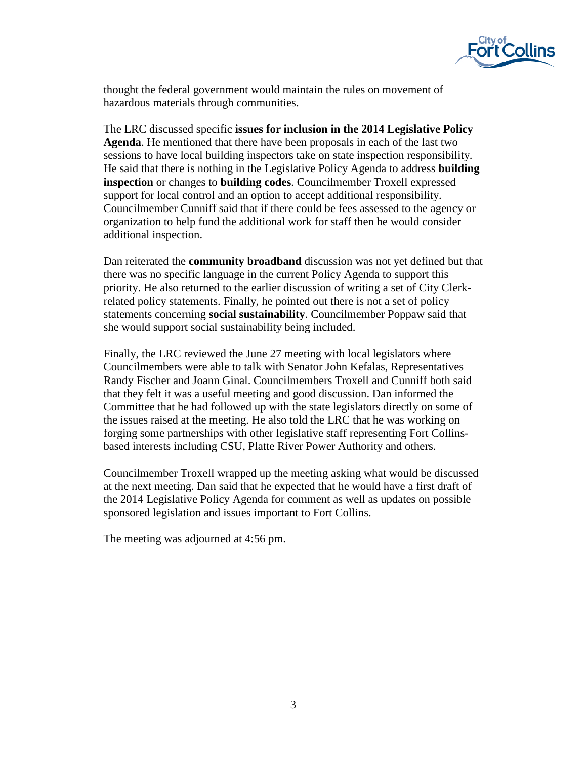thought the federal government would maintain the rules on movement of hazardous materials through communities.

The LRC discussed specific **issues for inclusion in the 2014 Legislative Policy Agenda**. He mentioned that there have been proposals in each of the last two sessions to have local building inspectors take on state inspection responsibility. He said that there is nothing in the Legislative Policy Agenda to address **building inspection** or changes to **building codes**. Councilmember Troxell expressed support for local control and an option to accept additional responsibility. Councilmember Cunniff said that if there could be fees assessed to the agency or organization to help fund the additional work for staff then he would consider additional inspection.

Dan reiterated the **community broadband** discussion was not yet defined but that there was no specific language in the current Policy Agenda to support this priority. He also returned to the earlier discussion of writing a set of City Clerk-related policy statements. Finally, he pointed out there is not a set of policy statements concerning **social sustainability**. Councilmember Poppaw said that she would support social sustainability being included.

Finally, the LRC reviewed the June 27 meeting with local legislators where Councilmembers were able to talk with Senator John Kefalas, Representatives Randy Fischer and Joann Ginal. Councilmembers Troxell and Cunniff both said that they felt it was a useful meeting and good discussion. Dan informed the Committee that he had followed up with the state legislators directly on some of the issues raised at the meeting. He also told the LRC that he was working on forging some partnerships with other legislative staff representing Fort Collins-based interests including CSU, Platte River Power Authority and others.

Councilmember Troxell wrapped up the meeting asking what would be discussed at the next meeting. Dan said that he expected that he would have a first draft of the 2014 Legislative Policy Agenda for comment as well as updates on possible sponsored legislation and issues important to Fort Collins.

The meeting was adjourned at 4:56 pm.